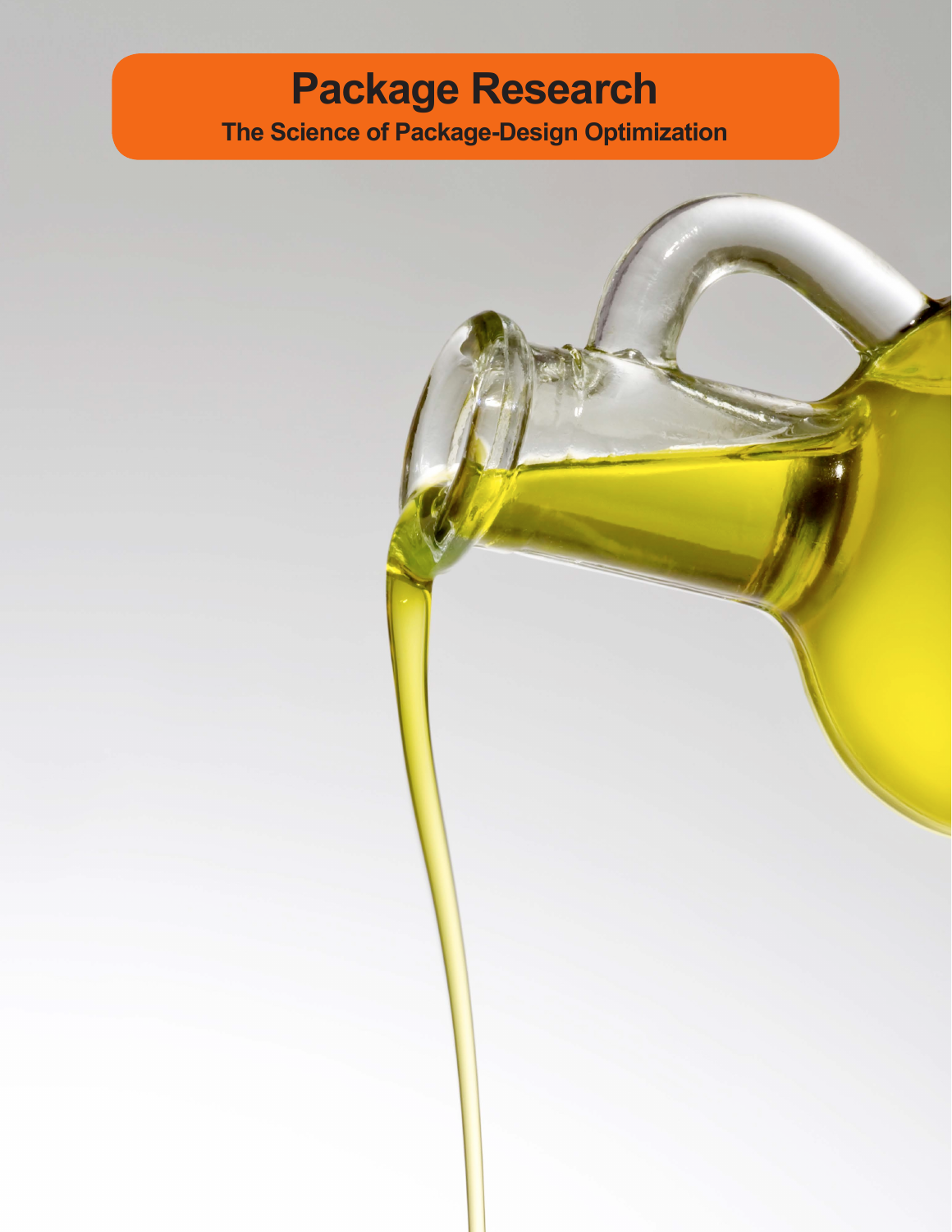# Package Research

## The Science of Package-Design Optimization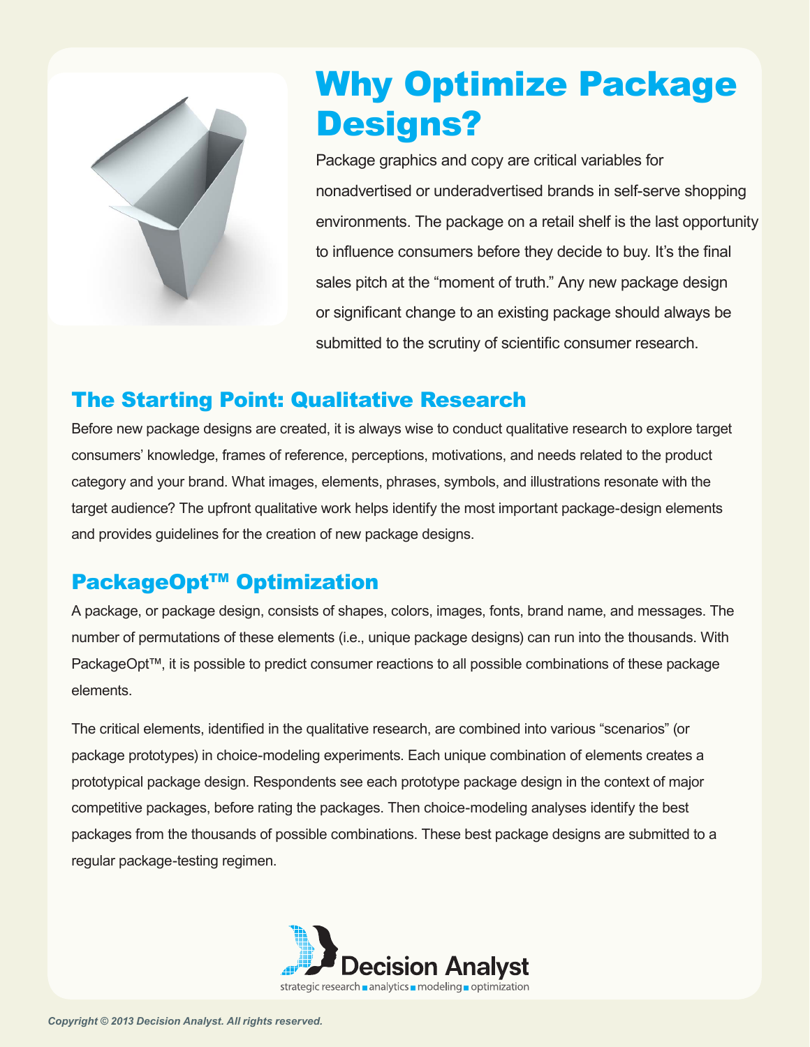# Why Optimize Package Designs?

Package graphics and copy are critical variables for nonadvertised or underadvertised brands in self-serve shopping environments. The package on a retail shelf is the last opportunity to influence consumers before they decide to buy. It's the final sales pitch at the "moment of truth." Any new package design or significant change to an existing package should always be submitted to the scrutiny of scientific consumer research.

## The Starting Point: Qualitative Research

Before new package designs are created, it is always wise to conduct qualitative research to explore target consumers' knowledge, frames of reference, perceptions, motivations, and needs related to the product category and your brand. What images, elements, phrases, symbols, and illustrations resonate with the target audience? The upfront qualitative work helps identify the most important package-design elements and provides guidelines for the creation of new package designs.

## PackageOpt™ Optimization

A package, or package design, consists of shapes, colors, images, fonts, brand name, and messages. The number of permutations of these elements (i.e., unique package designs) can run into the thousands. With PackageOpt™, it is possible to predict consumer reactions to all possible combinations of these package elements.

The critical elements, identified in the qualitative research, are combined into various "scenarios" (or package prototypes) in choice-modeling experiments. Each unique combination of elements creates a prototypical package design. Respondents see each prototype package design in the context of major competitive packages, before rating the packages. Then choice-modeling analyses identify the best packages from the thousands of possible combinations. These best package designs are submitted to a regular package-testing regimen.

Decision Analyst

strategic research ▪ analytics ▪ modeling ▪ optimization

*Copyright © 2013 Decision Analyst. All rights reserved.*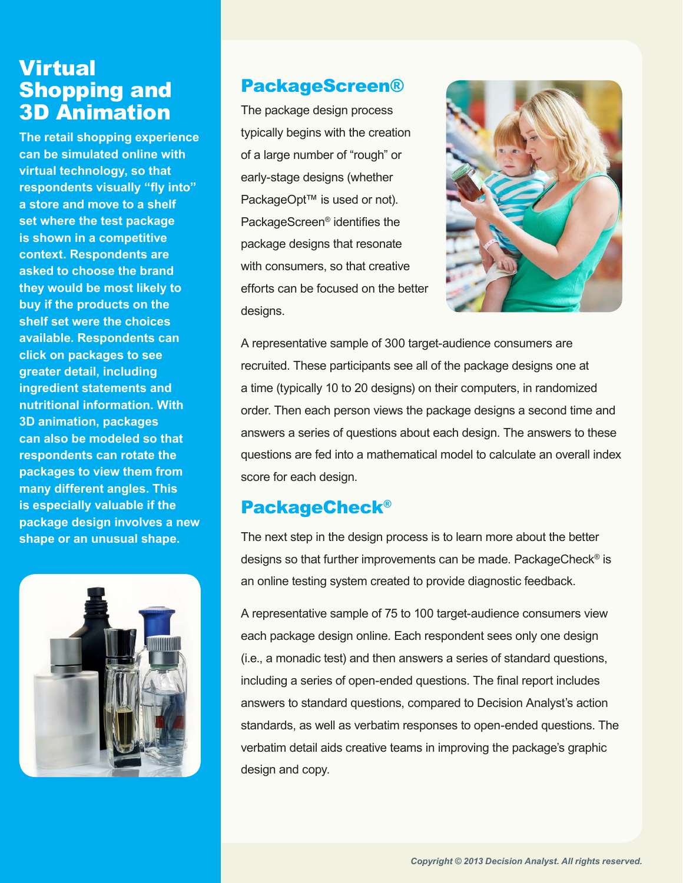# Virtual Shopping and 3D Animation

**The retail shopping experience can be simulated online with virtual technology, so that respondents visually "fly into" a store and move to a shelf set where the test package is shown in a competitive context. Respondents are asked to choose the brand they would be most likely to buy if the products on the shelf set were the choices available. Respondents can click on packages to see greater detail, including ingredient statements and nutritional information. With 3D animation, packages can also be modeled so that respondents can rotate the packages to view them from many different angles. This is especially valuable if the package design involves a new shape or an unusual shape.**

## PackageScreen®

The package design process typically begins with the creation of a large number of "rough" or early-stage designs (whether PackageOpt™ is used or not). PackageScreen® identifies the package designs that resonate with consumers, so that creative efforts can be focused on the better designs.

A representative sample of 300 target-audience consumers are recruited. These participants see all of the package designs one at a time (typically 10 to 20 designs) on their computers, in randomized order. Then each person views the package designs a second time and answers a series of questions about each design. The answers to these questions are fed into a mathematical model to calculate an overall index score for each design.

## PackageCheck®

The next step in the design process is to learn more about the better designs so that further improvements can be made. PackageCheck® is an online testing system created to provide diagnostic feedback.

A representative sample of 75 to 100 target-audience consumers view each package design online. Each respondent sees only one design (i.e., a monadic test) and then answers a series of standard questions, including a series of open-ended questions. The final report includes answers to standard questions, compared to Decision Analyst's action standards, as well as verbatim responses to open-ended questions. The verbatim detail aids creative teams in improving the package's graphic design and copy.

*Copyright © 2013 Decision Analyst. All rights reserved.*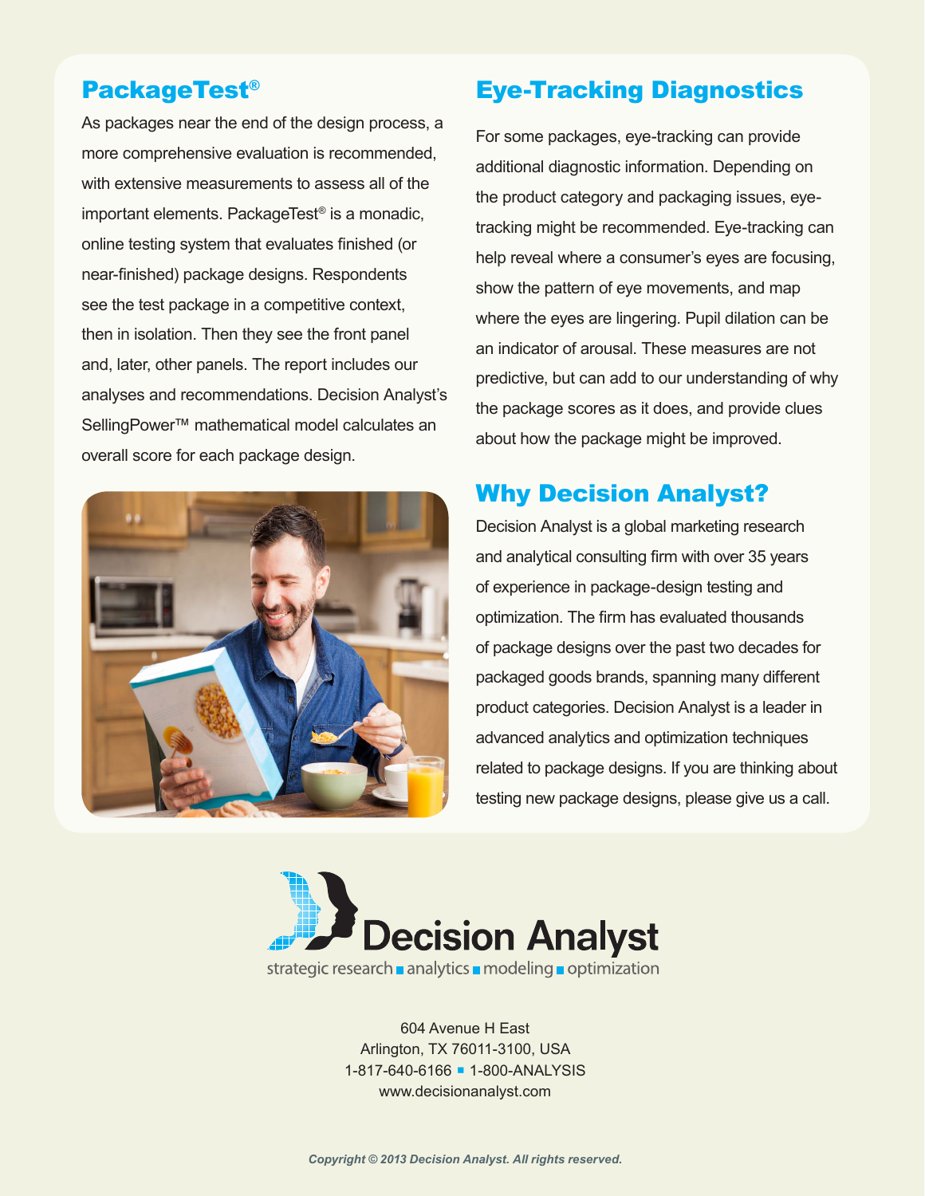## PackageTest®

As packages near the end of the design process, a more comprehensive evaluation is recommended, with extensive measurements to assess all of the important elements. PackageTest® is a monadic, online testing system that evaluates finished (or near-finished) package designs. Respondents see the test package in a competitive context, then in isolation. Then they see the front panel and, later, other panels. The report includes our analyses and recommendations. Decision Analyst's SellingPower™ mathematical model calculates an overall score for each package design.

## Eye-Tracking Diagnostics

For some packages, eye-tracking can provide additional diagnostic information. Depending on the product category and packaging issues, eye-tracking might be recommended. Eye-tracking can help reveal where a consumer's eyes are focusing, show the pattern of eye movements, and map where the eyes are lingering. Pupil dilation can be an indicator of arousal. These measures are not predictive, but can add to our understanding of why the package scores as it does, and provide clues about how the package might be improved.

## Why Decision Analyst?

Decision Analyst is a global marketing research and analytical consulting firm with over 35 years of experience in package-design testing and optimization. The firm has evaluated thousands of package designs over the past two decades for packaged goods brands, spanning many different product categories. Decision Analyst is a leader in advanced analytics and optimization techniques related to package designs. If you are thinking about testing new package designs, please give us a call.

**Decision Analyst**

strategic research ▪ analytics ▪ modeling ▪ optimization

604 Avenue H East
Arlington, TX 76011-3100, USA
1-817-640-6166 ▪ 1-800-ANALYSIS
www.decisionanalyst.com

*Copyright © 2013 Decision Analyst. All rights reserved.*